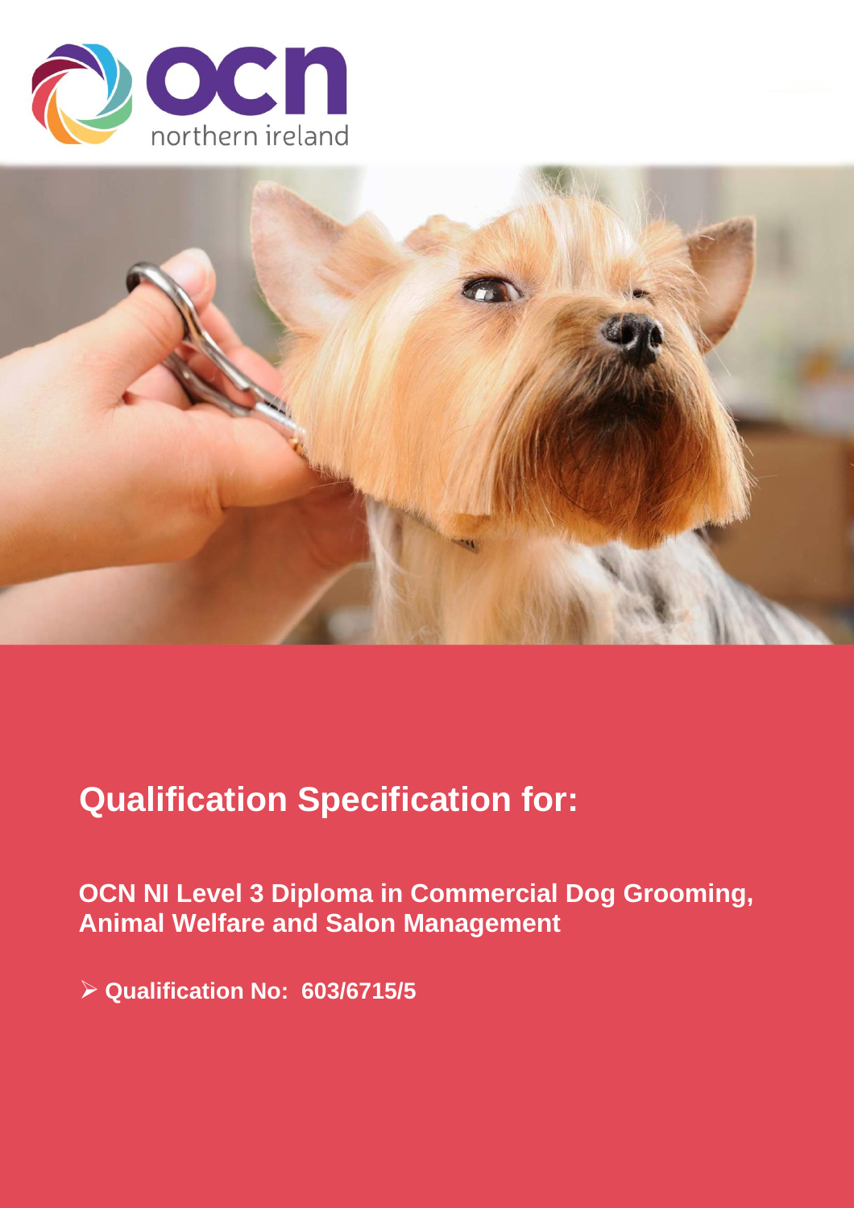# Qualification Specification for:

**OCN NI Level 3 Diploma in Commercial Dog Grooming, Animal Welfare and Salon Management**

- **Qualification No: 603/6715/5**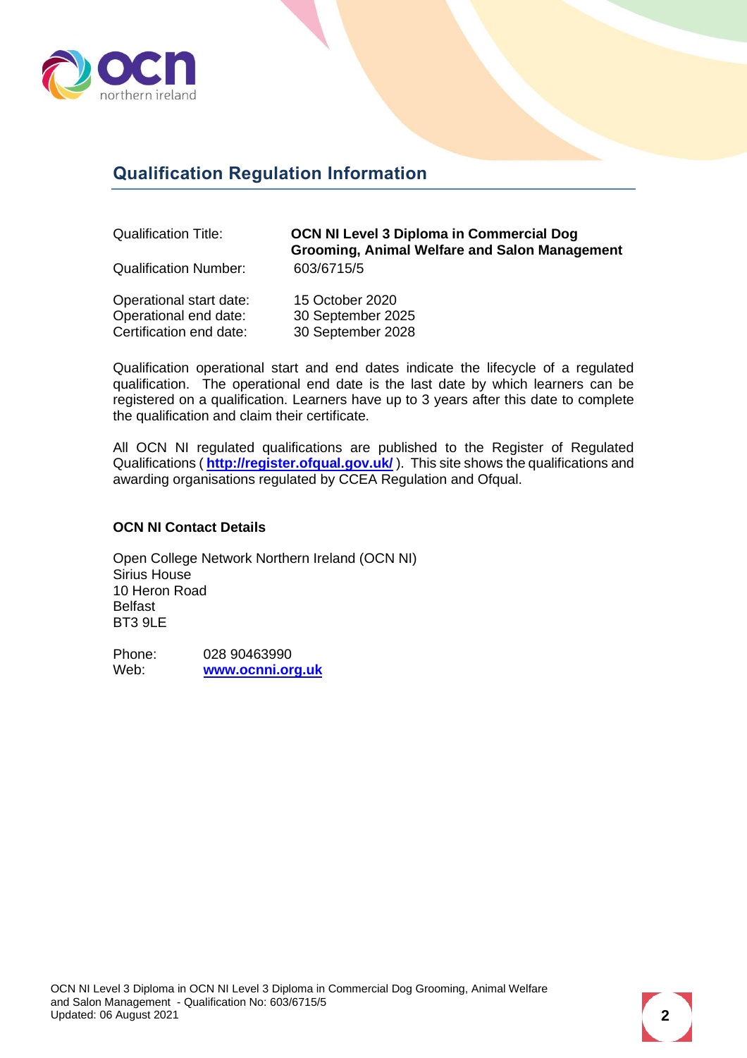## Qualification Regulation Information

| | |
|---|---|
| Qualification Title: | **OCN NI Level 3 Diploma in Commercial Dog Grooming, Animal Welfare and Salon Management** |
| Qualification Number: | 603/6715/5 |
| Operational start date: | 15 October 2020 |
| Operational end date: | 30 September 2025 |
| Certification end date: | 30 September 2028 |

Qualification operational start and end dates indicate the lifecycle of a regulated qualification. The operational end date is the last date by which learners can be registered on a qualification. Learners have up to 3 years after this date to complete the qualification and claim their certificate.

All OCN NI regulated qualifications are published to the Register of Regulated Qualifications ( **http://register.ofqual.gov.uk/** ). This site shows the qualifications and awarding organisations regulated by CCEA Regulation and Ofqual.

**OCN NI Contact Details**

Open College Network Northern Ireland (OCN NI)
Sirius House
10 Heron Road
Belfast
BT3 9LE

Phone: 028 90463990
Web: **www.ocnni.org.uk**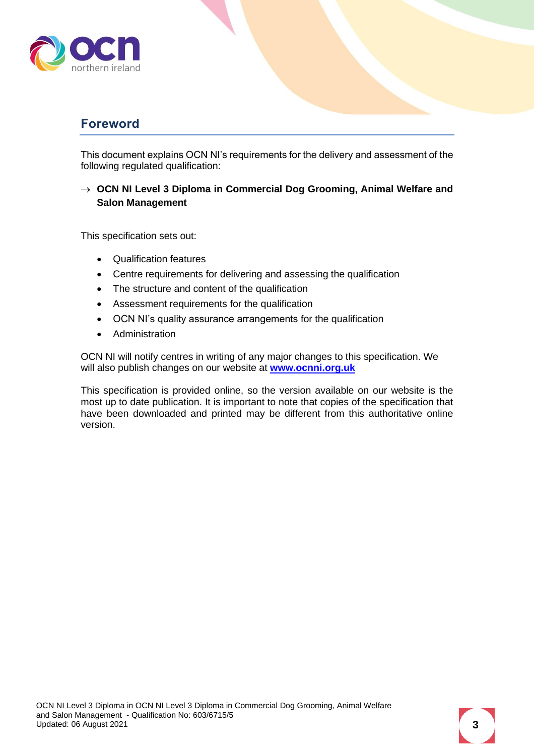## Foreword

This document explains OCN NI's requirements for the delivery and assessment of the following regulated qualification:

→ **OCN NI Level 3 Diploma in Commercial Dog Grooming, Animal Welfare and Salon Management**

This specification sets out:

- Qualification features
- Centre requirements for delivering and assessing the qualification
- The structure and content of the qualification
- Assessment requirements for the qualification
- OCN NI's quality assurance arrangements for the qualification
- Administration

OCN NI will notify centres in writing of any major changes to this specification. We will also publish changes on our website at **www.ocnni.org.uk**

This specification is provided online, so the version available on our website is the most up to date publication. It is important to note that copies of the specification that have been downloaded and printed may be different from this authoritative online version.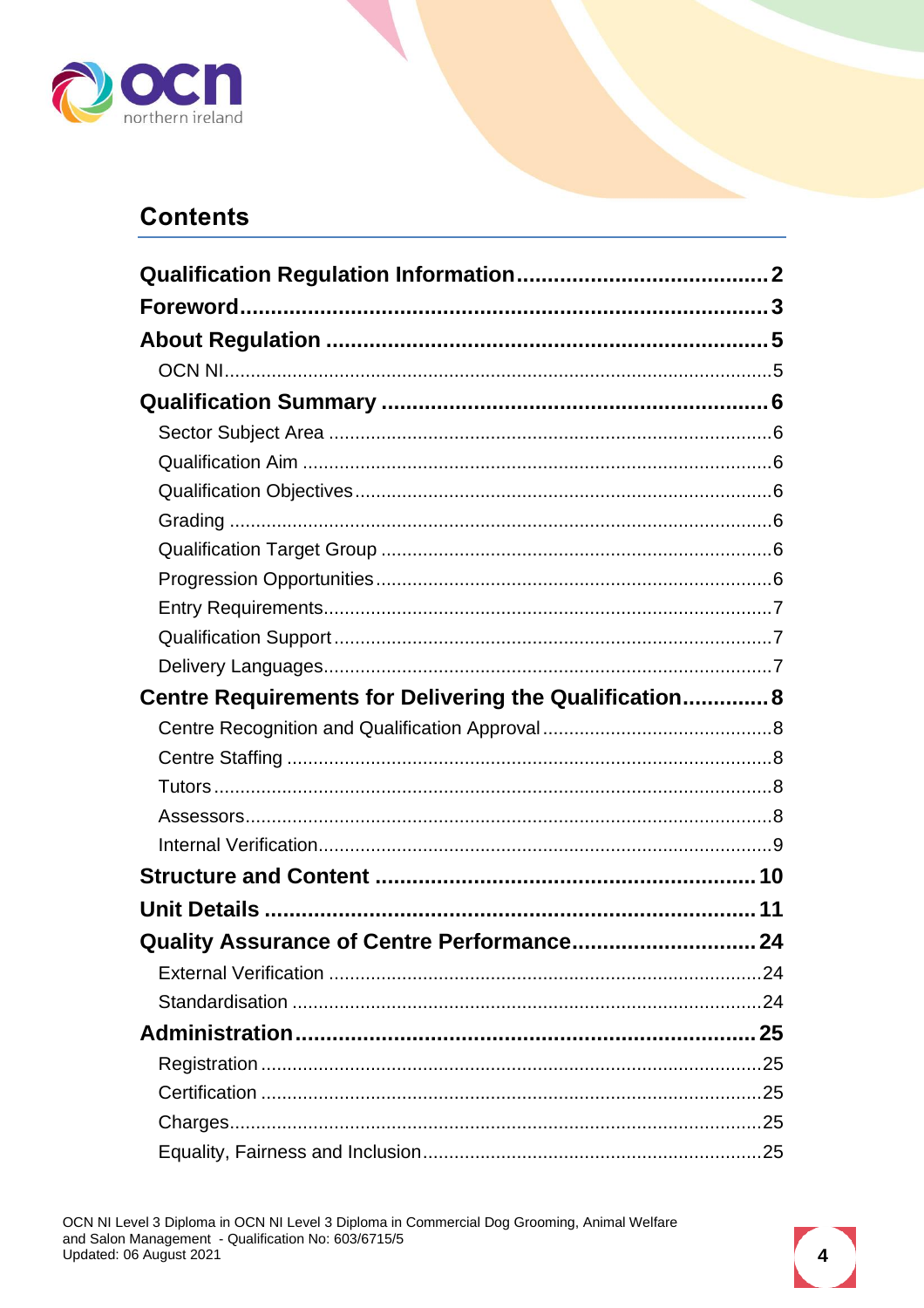# Contents

- **Qualification Regulation Information** .......... 2
- **Foreword** .......... 3
- **About Regulation** .......... 5
  - OCN NI .......... 5
- **Qualification Summary** .......... 6
  - Sector Subject Area .......... 6
  - Qualification Aim .......... 6
  - Qualification Objectives .......... 6
  - Grading .......... 6
  - Qualification Target Group .......... 6
  - Progression Opportunities .......... 6
  - Entry Requirements .......... 7
  - Qualification Support .......... 7
  - Delivery Languages .......... 7
- **Centre Requirements for Delivering the Qualification** .......... 8
  - Centre Recognition and Qualification Approval .......... 8
  - Centre Staffing .......... 8
  - Tutors .......... 8
  - Assessors .......... 8
  - Internal Verification .......... 9
- **Structure and Content** .......... 10
- **Unit Details** .......... 11
- **Quality Assurance of Centre Performance** .......... 24
  - External Verification .......... 24
  - Standardisation .......... 24
- **Administration** .......... 25
  - Registration .......... 25
  - Certification .......... 25
  - Charges .......... 25
  - Equality, Fairness and Inclusion .......... 25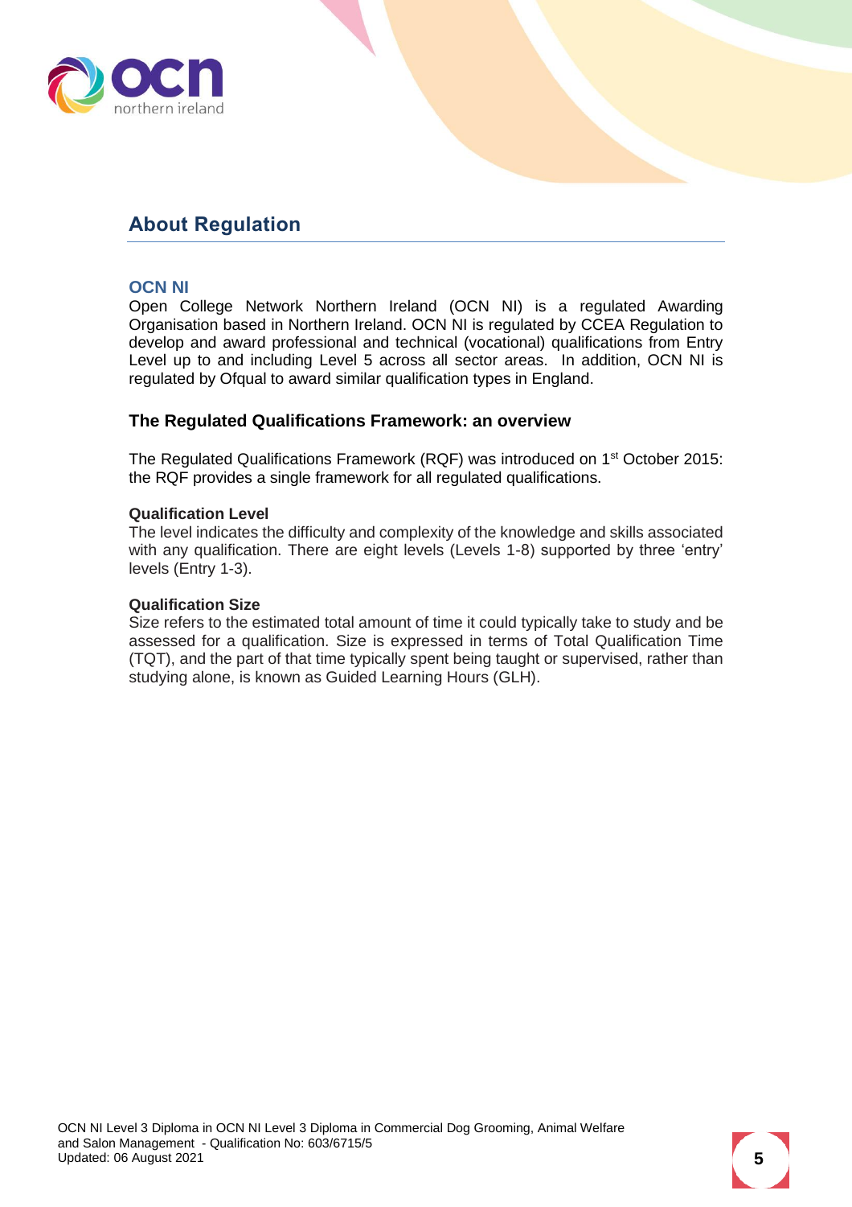## About Regulation

### OCN NI

Open College Network Northern Ireland (OCN NI) is a regulated Awarding Organisation based in Northern Ireland. OCN NI is regulated by CCEA Regulation to develop and award professional and technical (vocational) qualifications from Entry Level up to and including Level 5 across all sector areas. In addition, OCN NI is regulated by Ofqual to award similar qualification types in England.

### The Regulated Qualifications Framework: an overview

The Regulated Qualifications Framework (RQF) was introduced on 1st October 2015: the RQF provides a single framework for all regulated qualifications.

**Qualification Level**

The level indicates the difficulty and complexity of the knowledge and skills associated with any qualification. There are eight levels (Levels 1-8) supported by three 'entry' levels (Entry 1-3).

**Qualification Size**

Size refers to the estimated total amount of time it could typically take to study and be assessed for a qualification. Size is expressed in terms of Total Qualification Time (TQT), and the part of that time typically spent being taught or supervised, rather than studying alone, is known as Guided Learning Hours (GLH).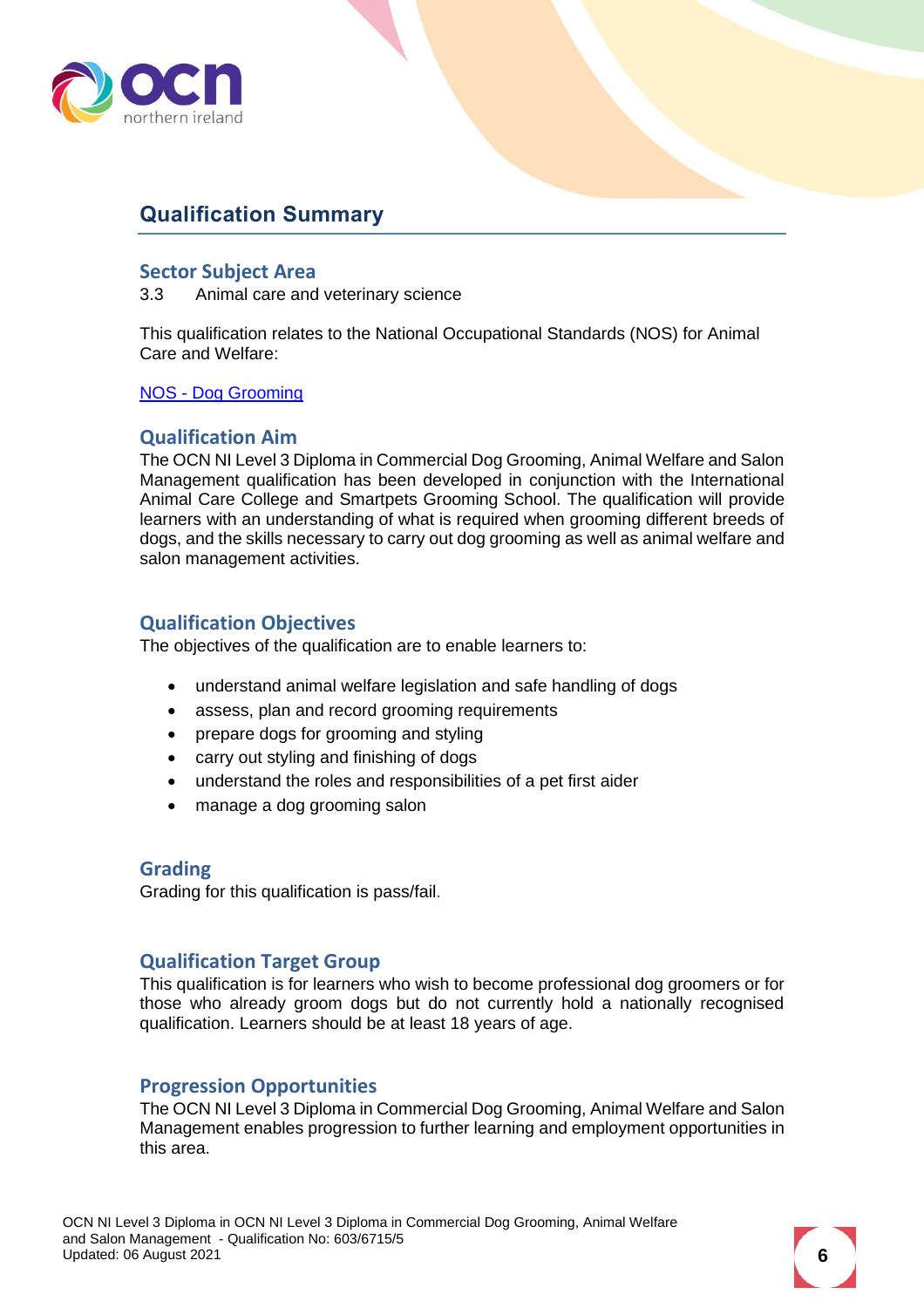## Qualification Summary

### Sector Subject Area

3.3 Animal care and veterinary science

This qualification relates to the National Occupational Standards (NOS) for Animal Care and Welfare:

[NOS - Dog Grooming]

### Qualification Aim

The OCN NI Level 3 Diploma in Commercial Dog Grooming, Animal Welfare and Salon Management qualification has been developed in conjunction with the International Animal Care College and Smartpets Grooming School. The qualification will provide learners with an understanding of what is required when grooming different breeds of dogs, and the skills necessary to carry out dog grooming as well as animal welfare and salon management activities.

### Qualification Objectives

The objectives of the qualification are to enable learners to:

- understand animal welfare legislation and safe handling of dogs
- assess, plan and record grooming requirements
- prepare dogs for grooming and styling
- carry out styling and finishing of dogs
- understand the roles and responsibilities of a pet first aider
- manage a dog grooming salon

### Grading

Grading for this qualification is pass/fail.

### Qualification Target Group

This qualification is for learners who wish to become professional dog groomers or for those who already groom dogs but do not currently hold a nationally recognised qualification. Learners should be at least 18 years of age.

### Progression Opportunities

The OCN NI Level 3 Diploma in Commercial Dog Grooming, Animal Welfare and Salon Management enables progression to further learning and employment opportunities in this area.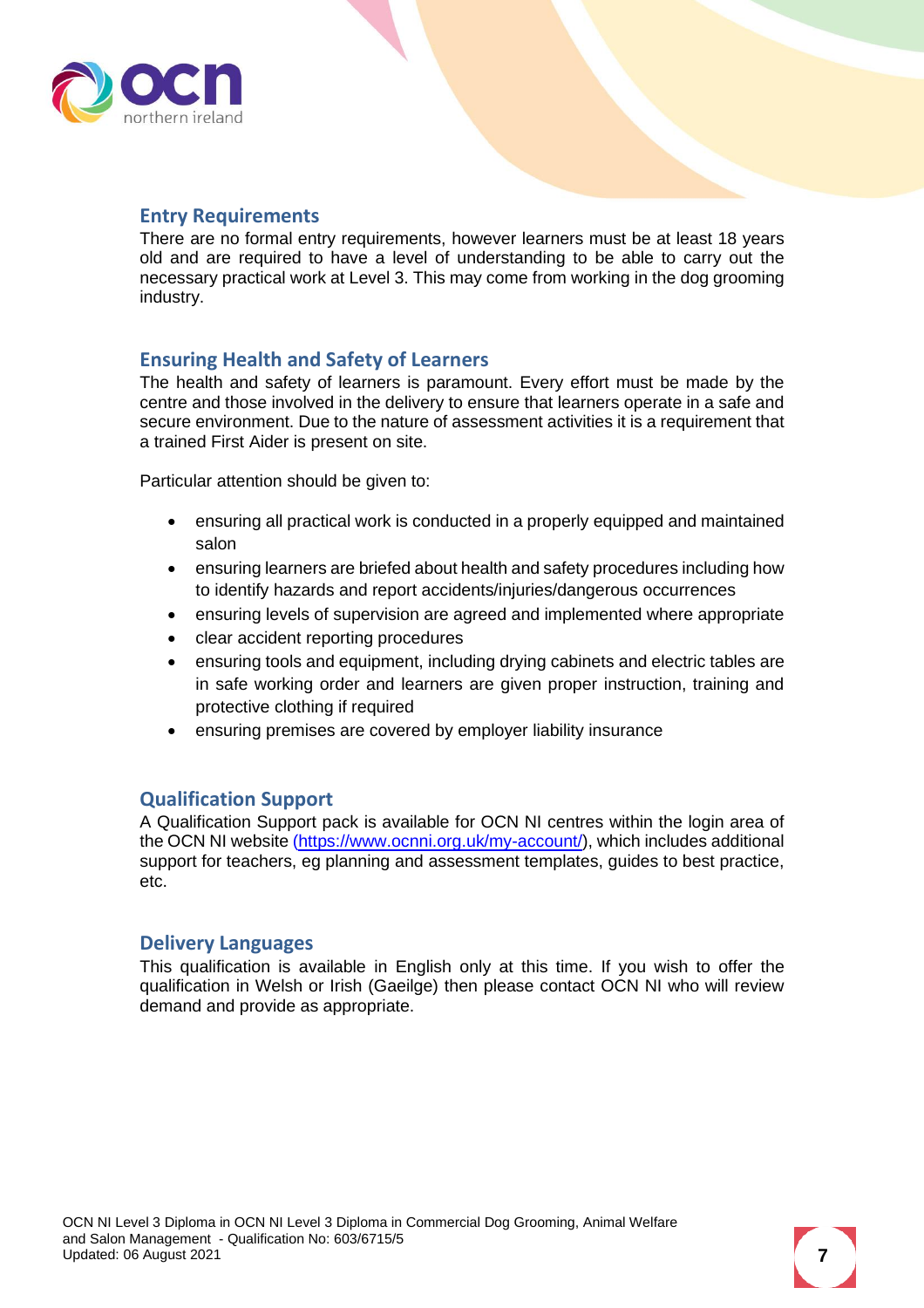## Entry Requirements

There are no formal entry requirements, however learners must be at least 18 years old and are required to have a level of understanding to be able to carry out the necessary practical work at Level 3. This may come from working in the dog grooming industry.

## Ensuring Health and Safety of Learners

The health and safety of learners is paramount. Every effort must be made by the centre and those involved in the delivery to ensure that learners operate in a safe and secure environment. Due to the nature of assessment activities it is a requirement that a trained First Aider is present on site.

Particular attention should be given to:

- ensuring all practical work is conducted in a properly equipped and maintained salon
- ensuring learners are briefed about health and safety procedures including how to identify hazards and report accidents/injuries/dangerous occurrences
- ensuring levels of supervision are agreed and implemented where appropriate
- clear accident reporting procedures
- ensuring tools and equipment, including drying cabinets and electric tables are in safe working order and learners are given proper instruction, training and protective clothing if required
- ensuring premises are covered by employer liability insurance

## Qualification Support

A Qualification Support pack is available for OCN NI centres within the login area of the OCN NI website (https://www.ocnni.org.uk/my-account/), which includes additional support for teachers, eg planning and assessment templates, guides to best practice, etc.

## Delivery Languages

This qualification is available in English only at this time. If you wish to offer the qualification in Welsh or Irish (Gaeilge) then please contact OCN NI who will review demand and provide as appropriate.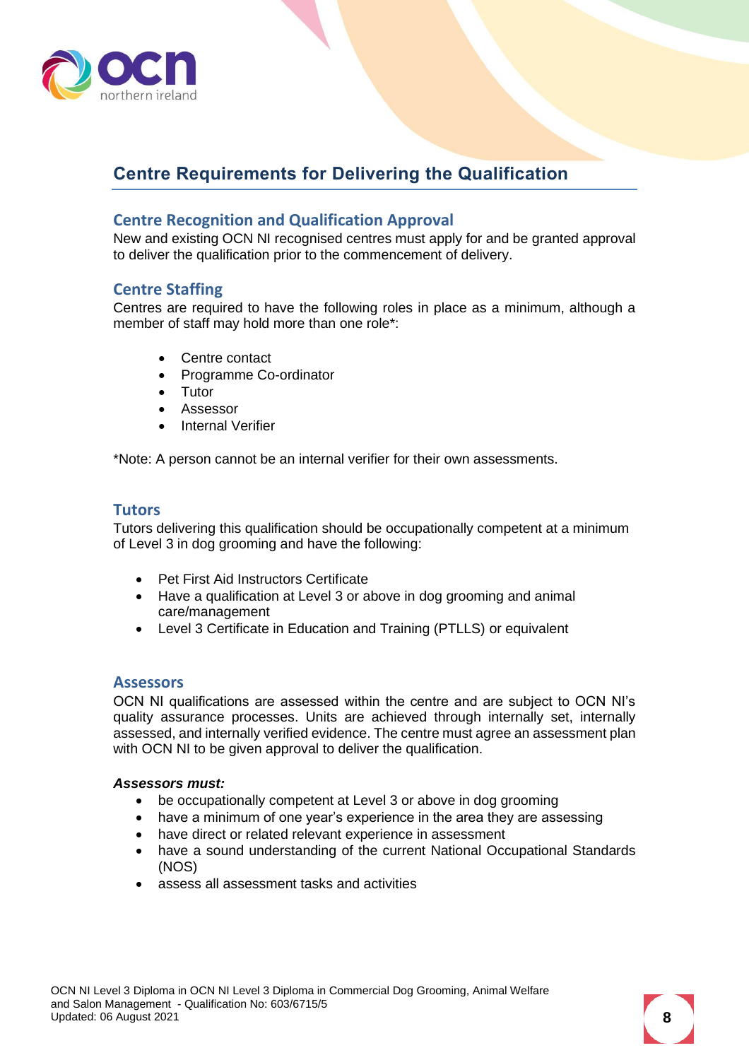## Centre Requirements for Delivering the Qualification

### Centre Recognition and Qualification Approval

New and existing OCN NI recognised centres must apply for and be granted approval to deliver the qualification prior to the commencement of delivery.

### Centre Staffing

Centres are required to have the following roles in place as a minimum, although a member of staff may hold more than one role*:

- Centre contact
- Programme Co-ordinator
- Tutor
- Assessor
- Internal Verifier

*Note: A person cannot be an internal verifier for their own assessments.

### Tutors

Tutors delivering this qualification should be occupationally competent at a minimum of Level 3 in dog grooming and have the following:

- Pet First Aid Instructors Certificate
- Have a qualification at Level 3 or above in dog grooming and animal care/management
- Level 3 Certificate in Education and Training (PTLLS) or equivalent

### Assessors

OCN NI qualifications are assessed within the centre and are subject to OCN NI's quality assurance processes. Units are achieved through internally set, internally assessed, and internally verified evidence. The centre must agree an assessment plan with OCN NI to be given approval to deliver the qualification.

***Assessors must:***

- be occupationally competent at Level 3 or above in dog grooming
- have a minimum of one year's experience in the area they are assessing
- have direct or related relevant experience in assessment
- have a sound understanding of the current National Occupational Standards (NOS)
- assess all assessment tasks and activities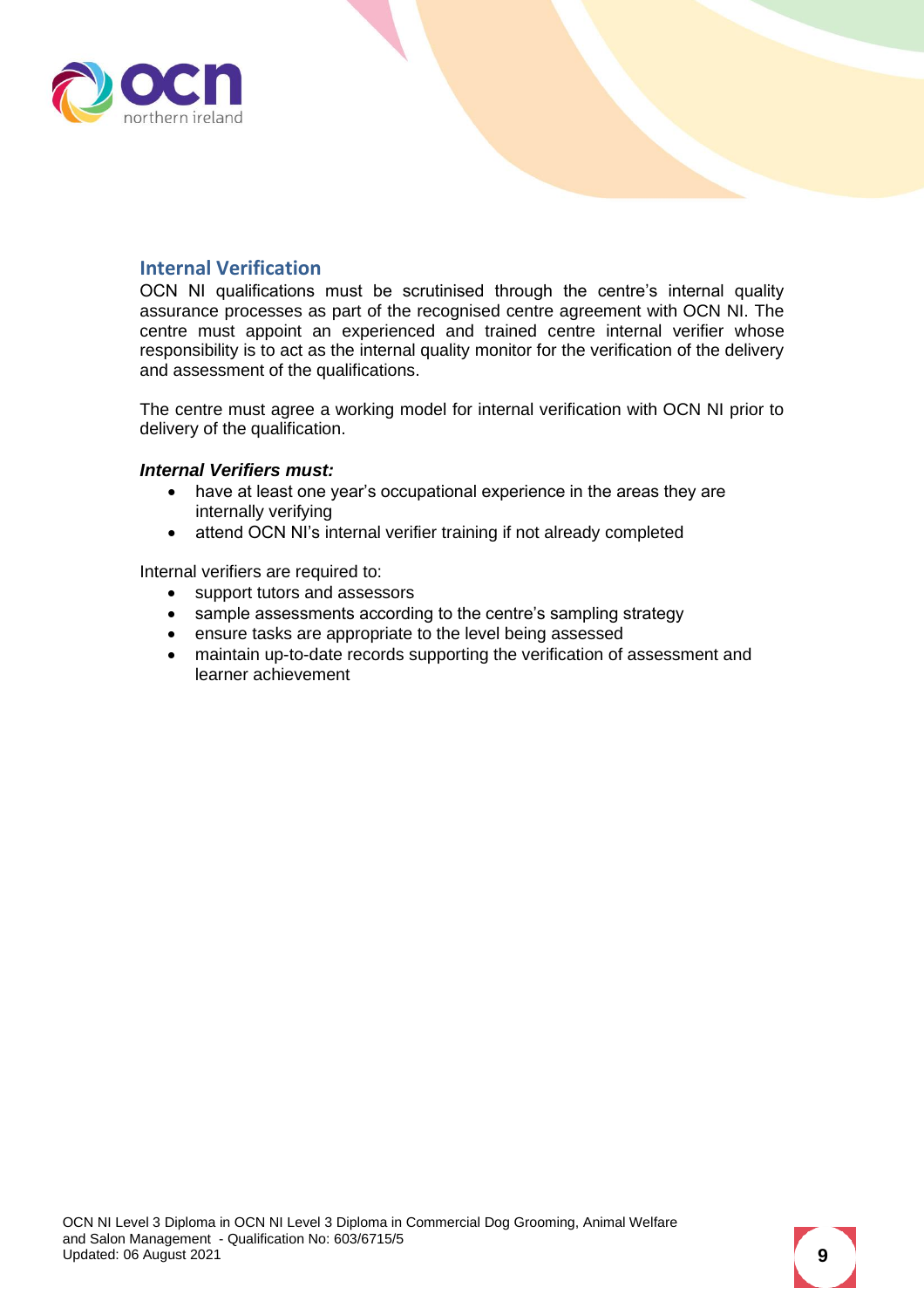## Internal Verification

OCN NI qualifications must be scrutinised through the centre's internal quality assurance processes as part of the recognised centre agreement with OCN NI. The centre must appoint an experienced and trained centre internal verifier whose responsibility is to act as the internal quality monitor for the verification of the delivery and assessment of the qualifications.

The centre must agree a working model for internal verification with OCN NI prior to delivery of the qualification.

***Internal Verifiers must:***

- have at least one year's occupational experience in the areas they are internally verifying
- attend OCN NI's internal verifier training if not already completed

Internal verifiers are required to:

- support tutors and assessors
- sample assessments according to the centre's sampling strategy
- ensure tasks are appropriate to the level being assessed
- maintain up-to-date records supporting the verification of assessment and learner achievement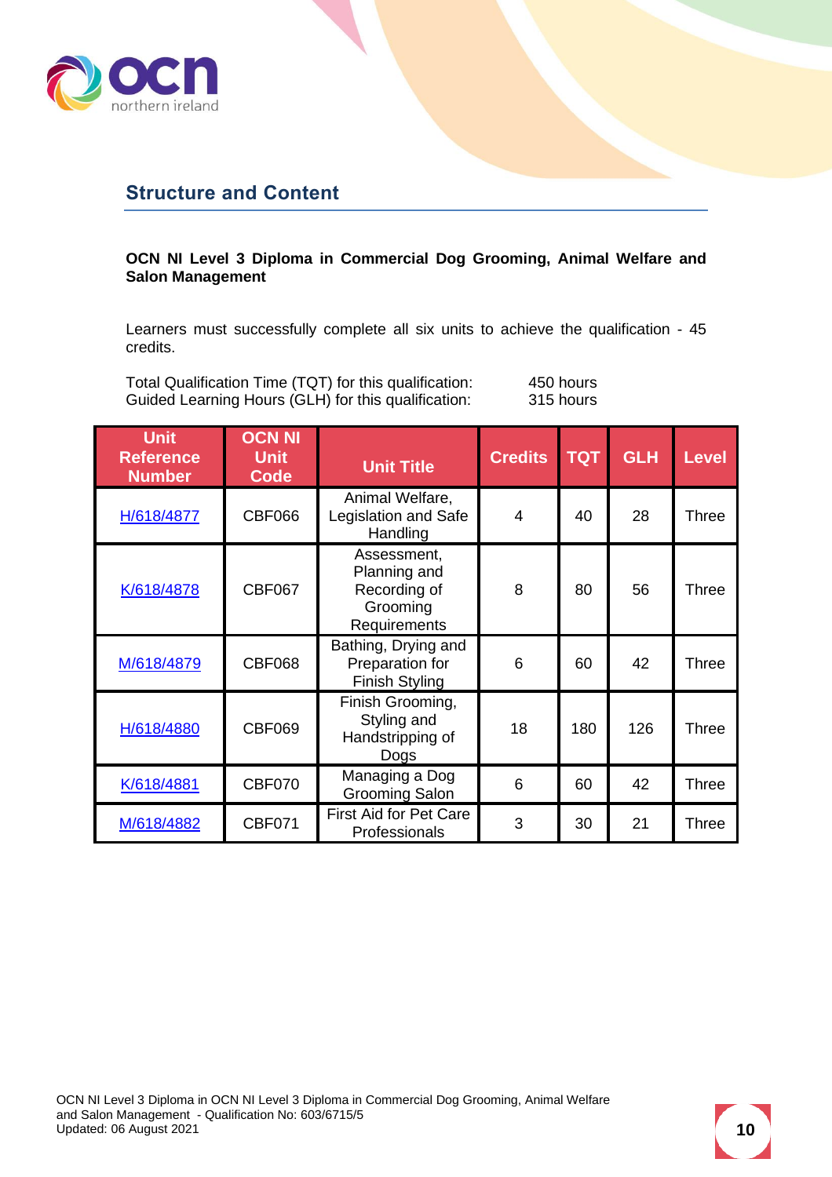## Structure and Content

**OCN NI Level 3 Diploma in Commercial Dog Grooming, Animal Welfare and Salon Management**

Learners must successfully complete all six units to achieve the qualification - 45 credits.

Total Qualification Time (TQT) for this qualification: 450 hours
Guided Learning Hours (GLH) for this qualification: 315 hours

| Unit Reference Number | OCN NI Unit Code | Unit Title | Credits | TQT | GLH | Level |
|---|---|---|---|---|---|---|
| H/618/4877 | CBF066 | Animal Welfare, Legislation and Safe Handling | 4 | 40 | 28 | Three |
| K/618/4878 | CBF067 | Assessment, Planning and Recording of Grooming Requirements | 8 | 80 | 56 | Three |
| M/618/4879 | CBF068 | Bathing, Drying and Preparation for Finish Styling | 6 | 60 | 42 | Three |
| H/618/4880 | CBF069 | Finish Grooming, Styling and Handstripping of Dogs | 18 | 180 | 126 | Three |
| K/618/4881 | CBF070 | Managing a Dog Grooming Salon | 6 | 60 | 42 | Three |
| M/618/4882 | CBF071 | First Aid for Pet Care Professionals | 3 | 30 | 21 | Three |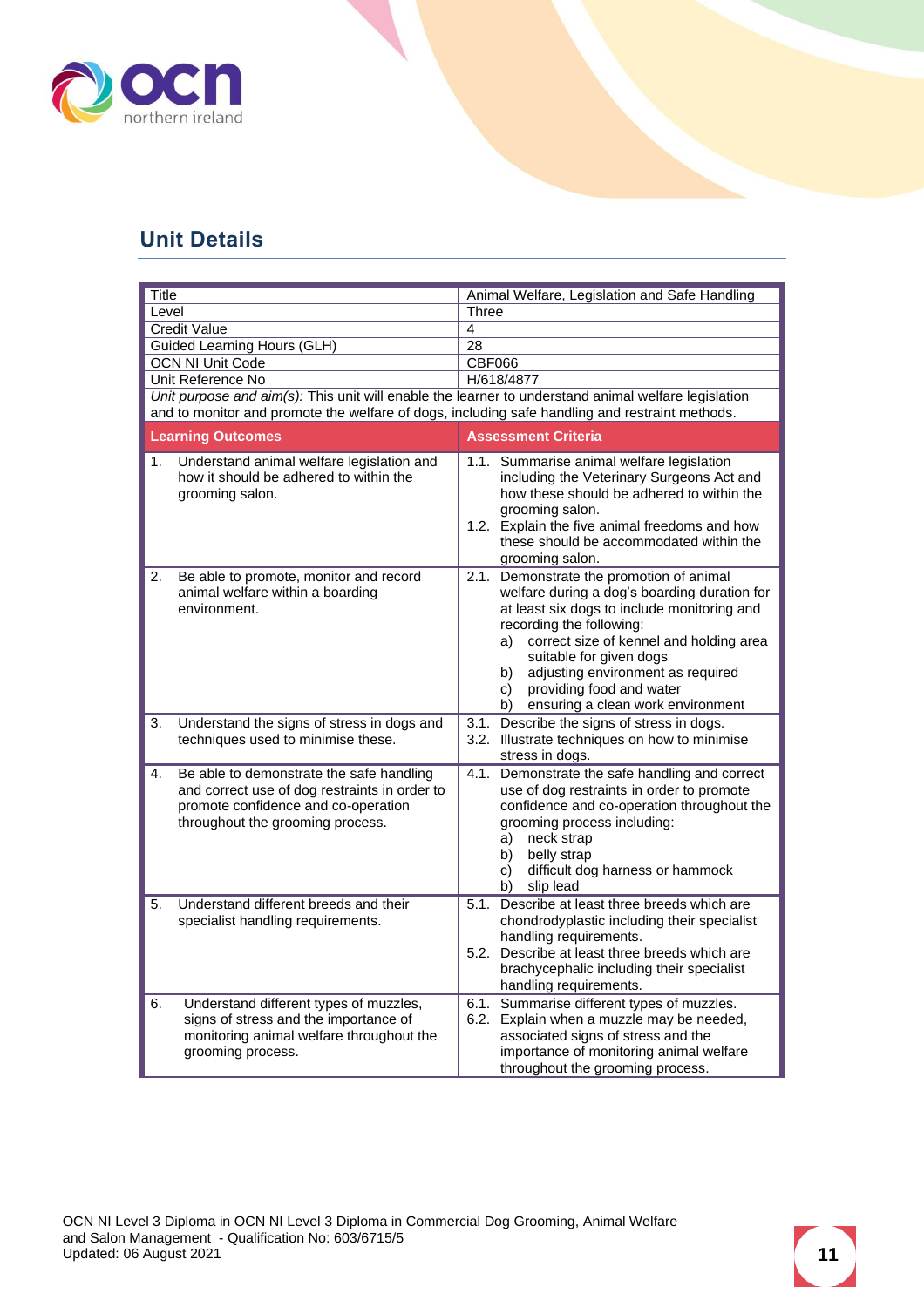## Unit Details

| Title | Animal Welfare, Legislation and Safe Handling |
|---|---|
| Level | Three |
| Credit Value | 4 |
| Guided Learning Hours (GLH) | 28 |
| OCN NI Unit Code | CBF066 |
| Unit Reference No | H/618/4877 |
| *Unit purpose and aim(s):* This unit will enable the learner to understand animal welfare legislation and to monitor and promote the welfare of dogs, including safe handling and restraint methods. | |
| **Learning Outcomes** | **Assessment Criteria** |
| 1. Understand animal welfare legislation and how it should be adhered to within the grooming salon. | 1.1. Summarise animal welfare legislation including the Veterinary Surgeons Act and how these should be adhered to within the grooming salon.<br>1.2. Explain the five animal freedoms and how these should be accommodated within the grooming salon. |
| 2. Be able to promote, monitor and record animal welfare within a boarding environment. | 2.1. Demonstrate the promotion of animal welfare during a dog's boarding duration for at least six dogs to include monitoring and recording the following:<br>a) correct size of kennel and holding area suitable for given dogs<br>b) adjusting environment as required<br>c) providing food and water<br>b) ensuring a clean work environment |
| 3. Understand the signs of stress in dogs and techniques used to minimise these. | 3.1. Describe the signs of stress in dogs.<br>3.2. Illustrate techniques on how to minimise stress in dogs. |
| 4. Be able to demonstrate the safe handling and correct use of dog restraints in order to promote confidence and co-operation throughout the grooming process. | 4.1. Demonstrate the safe handling and correct use of dog restraints in order to promote confidence and co-operation throughout the grooming process including:<br>a) neck strap<br>b) belly strap<br>c) difficult dog harness or hammock<br>b) slip lead |
| 5. Understand different breeds and their specialist handling requirements. | 5.1. Describe at least three breeds which are chondrodyplastic including their specialist handling requirements.<br>5.2. Describe at least three breeds which are brachycephalic including their specialist handling requirements. |
| 6. Understand different types of muzzles, signs of stress and the importance of monitoring animal welfare throughout the grooming process. | 6.1. Summarise different types of muzzles.<br>6.2. Explain when a muzzle may be needed, associated signs of stress and the importance of monitoring animal welfare throughout the grooming process. |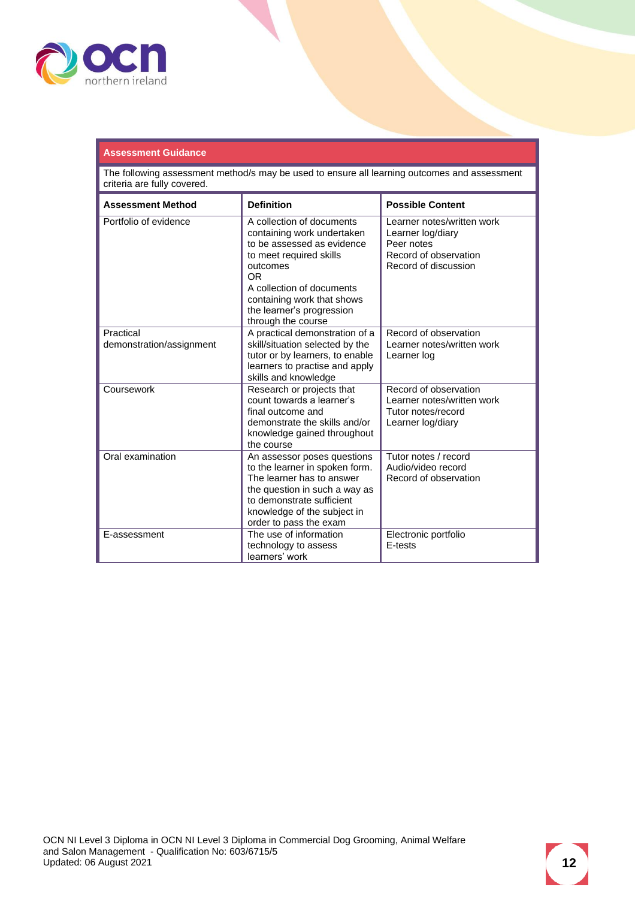**Assessment Guidance**

The following assessment method/s may be used to ensure all learning outcomes and assessment criteria are fully covered.

| Assessment Method | Definition | Possible Content |
|---|---|---|
| Portfolio of evidence | A collection of documents containing work undertaken to be assessed as evidence to meet required skills outcomes<br>OR<br>A collection of documents containing work that shows the learner's progression through the course | Learner notes/written work<br>Learner log/diary<br>Peer notes<br>Record of observation<br>Record of discussion |
| Practical demonstration/assignment | A practical demonstration of a skill/situation selected by the tutor or by learners, to enable learners to practise and apply skills and knowledge | Record of observation<br>Learner notes/written work<br>Learner log |
| Coursework | Research or projects that count towards a learner's final outcome and demonstrate the skills and/or knowledge gained throughout the course | Record of observation<br>Learner notes/written work<br>Tutor notes/record<br>Learner log/diary |
| Oral examination | An assessor poses questions to the learner in spoken form. The learner has to answer the question in such a way as to demonstrate sufficient knowledge of the subject in order to pass the exam | Tutor notes / record<br>Audio/video record<br>Record of observation |
| E-assessment | The use of information technology to assess learners' work | Electronic portfolio<br>E-tests |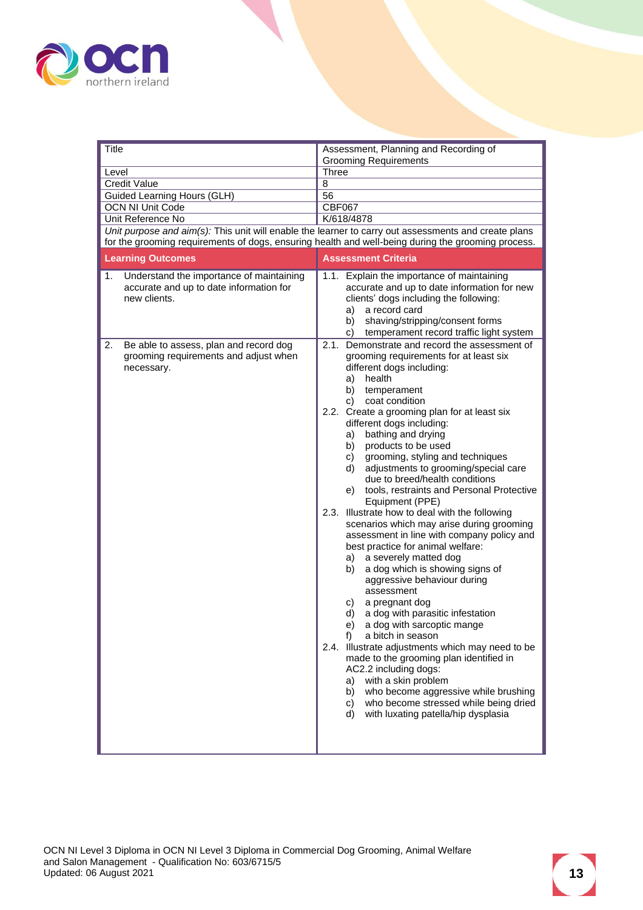| Title | Assessment, Planning and Recording of Grooming Requirements |
|---|---|
| Level | Three |
| Credit Value | 8 |
| Guided Learning Hours (GLH) | 56 |
| OCN NI Unit Code | CBF067 |
| Unit Reference No | K/618/4878 |

*Unit purpose and aim(s):* This unit will enable the learner to carry out assessments and create plans for the grooming requirements of dogs, ensuring health and well-being during the grooming process.

| Learning Outcomes | Assessment Criteria |
|---|---|
| 1. Understand the importance of maintaining accurate and up to date information for new clients. | 1.1. Explain the importance of maintaining accurate and up to date information for new clients' dogs including the following:<br>a) a record card<br>b) shaving/stripping/consent forms<br>c) temperament record traffic light system |
| 2. Be able to assess, plan and record dog grooming requirements and adjust when necessary. | 2.1. Demonstrate and record the assessment of grooming requirements for at least six different dogs including:<br>a) health<br>b) temperament<br>c) coat condition<br>2.2. Create a grooming plan for at least six different dogs including:<br>a) bathing and drying<br>b) products to be used<br>c) grooming, styling and techniques<br>d) adjustments to grooming/special care due to breed/health conditions<br>e) tools, restraints and Personal Protective Equipment (PPE)<br>2.3. Illustrate how to deal with the following scenarios which may arise during grooming assessment in line with company policy and best practice for animal welfare:<br>a) a severely matted dog<br>b) a dog which is showing signs of aggressive behaviour during assessment<br>c) a pregnant dog<br>d) a dog with parasitic infestation<br>e) a dog with sarcoptic mange<br>f) a bitch in season<br>2.4. Illustrate adjustments which may need to be made to the grooming plan identified in AC2.2 including dogs:<br>a) with a skin problem<br>b) who become aggressive while brushing<br>c) who become stressed while being dried<br>d) with luxating patella/hip dysplasia |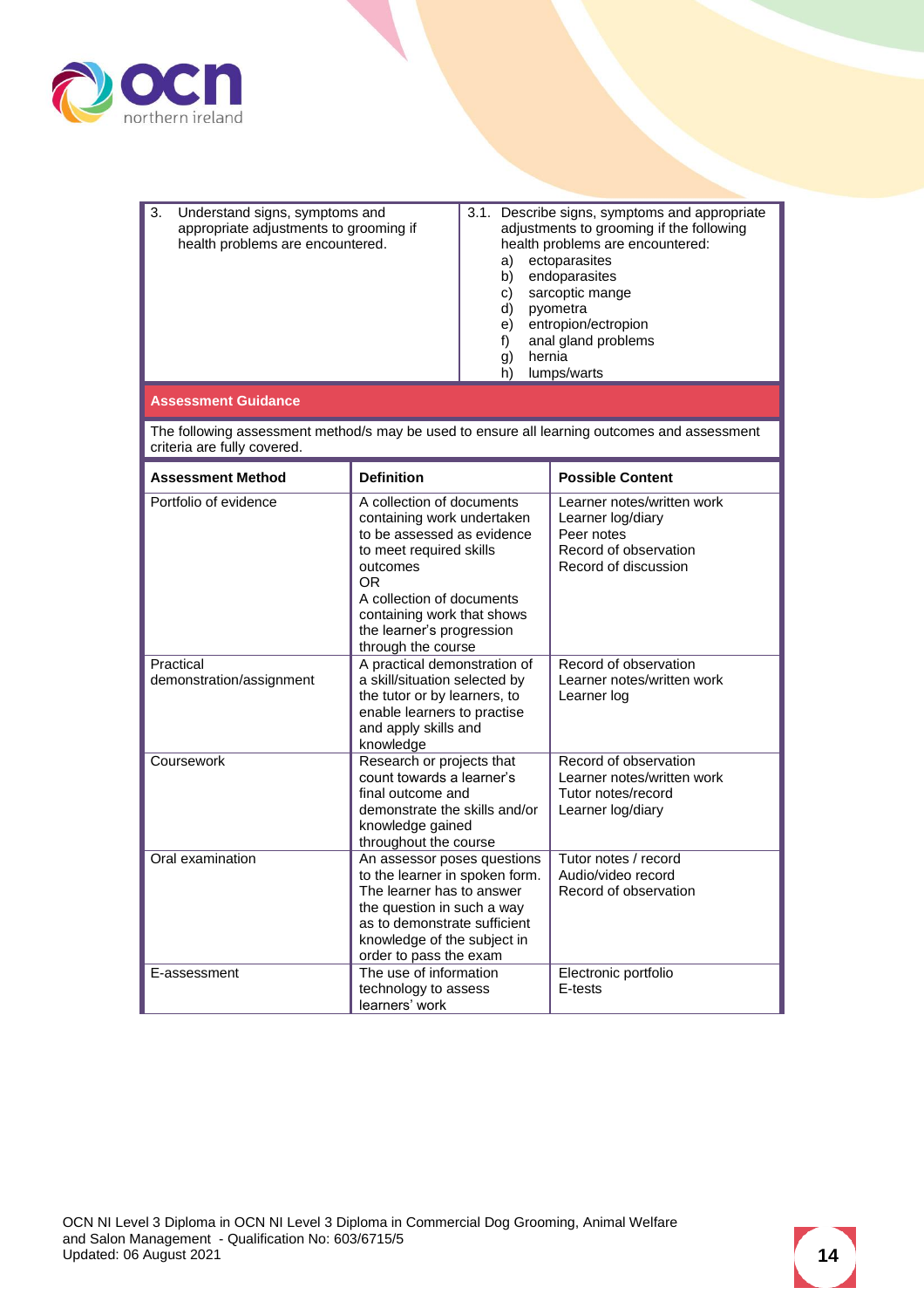| | |
|---|---|
| 3. Understand signs, symptoms and appropriate adjustments to grooming if health problems are encountered. | 3.1. Describe signs, symptoms and appropriate adjustments to grooming if the following health problems are encountered:<br>a) ectoparasites<br>b) endoparasites<br>c) sarcoptic mange<br>d) pyometra<br>e) entropion/ectropion<br>f) anal gland problems<br>g) hernia<br>h) lumps/warts |

**Assessment Guidance**

The following assessment method/s may be used to ensure all learning outcomes and assessment criteria are fully covered.

| Assessment Method | Definition | Possible Content |
|---|---|---|
| Portfolio of evidence | A collection of documents containing work undertaken to be assessed as evidence to meet required skills outcomes<br>OR<br>A collection of documents containing work that shows the learner's progression through the course | Learner notes/written work<br>Learner log/diary<br>Peer notes<br>Record of observation<br>Record of discussion |
| Practical demonstration/assignment | A practical demonstration of a skill/situation selected by the tutor or by learners, to enable learners to practise and apply skills and knowledge | Record of observation<br>Learner notes/written work<br>Learner log |
| Coursework | Research or projects that count towards a learner's final outcome and demonstrate the skills and/or knowledge gained throughout the course | Record of observation<br>Learner notes/written work<br>Tutor notes/record<br>Learner log/diary |
| Oral examination | An assessor poses questions to the learner in spoken form. The learner has to answer the question in such a way as to demonstrate sufficient knowledge of the subject in order to pass the exam | Tutor notes / record<br>Audio/video record<br>Record of observation |
| E-assessment | The use of information technology to assess learners' work | Electronic portfolio<br>E-tests |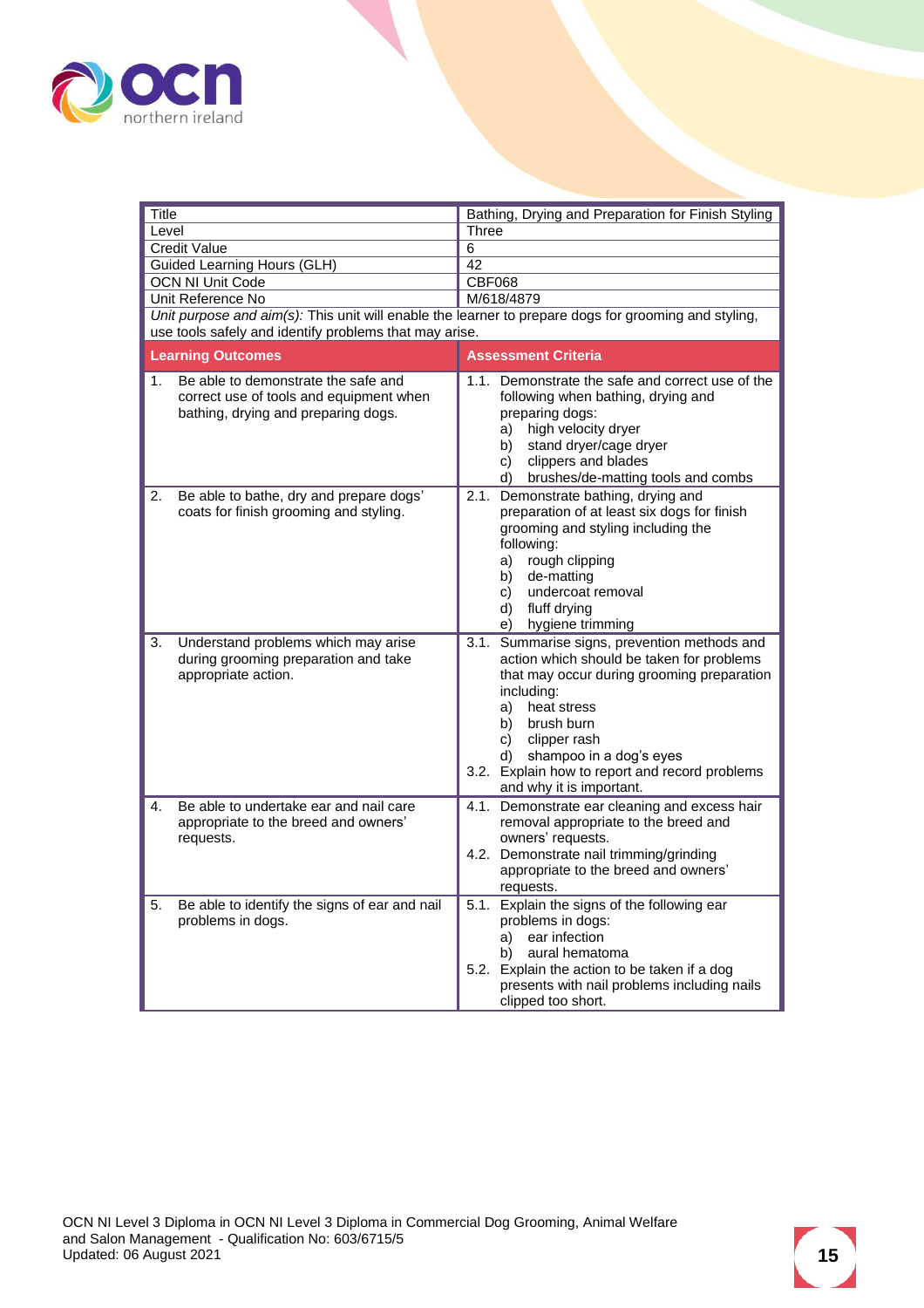| Title | Bathing, Drying and Preparation for Finish Styling |
|---|---|
| Level | Three |
| Credit Value | 6 |
| Guided Learning Hours (GLH) | 42 |
| OCN NI Unit Code | CBF068 |
| Unit Reference No | M/618/4879 |

*Unit purpose and aim(s):* This unit will enable the learner to prepare dogs for grooming and styling, use tools safely and identify problems that may arise.

| Learning Outcomes | Assessment Criteria |
|---|---|
| 1. Be able to demonstrate the safe and correct use of tools and equipment when bathing, drying and preparing dogs. | 1.1. Demonstrate the safe and correct use of the following when bathing, drying and preparing dogs:<br>a) high velocity dryer<br>b) stand dryer/cage dryer<br>c) clippers and blades<br>d) brushes/de-matting tools and combs |
| 2. Be able to bathe, dry and prepare dogs' coats for finish grooming and styling. | 2.1. Demonstrate bathing, drying and preparation of at least six dogs for finish grooming and styling including the following:<br>a) rough clipping<br>b) de-matting<br>c) undercoat removal<br>d) fluff drying<br>e) hygiene trimming |
| 3. Understand problems which may arise during grooming preparation and take appropriate action. | 3.1. Summarise signs, prevention methods and action which should be taken for problems that may occur during grooming preparation including:<br>a) heat stress<br>b) brush burn<br>c) clipper rash<br>d) shampoo in a dog's eyes<br>3.2. Explain how to report and record problems and why it is important. |
| 4. Be able to undertake ear and nail care appropriate to the breed and owners' requests. | 4.1. Demonstrate ear cleaning and excess hair removal appropriate to the breed and owners' requests.<br>4.2. Demonstrate nail trimming/grinding appropriate to the breed and owners' requests. |
| 5. Be able to identify the signs of ear and nail problems in dogs. | 5.1. Explain the signs of the following ear problems in dogs:<br>a) ear infection<br>b) aural hematoma<br>5.2. Explain the action to be taken if a dog presents with nail problems including nails clipped too short. |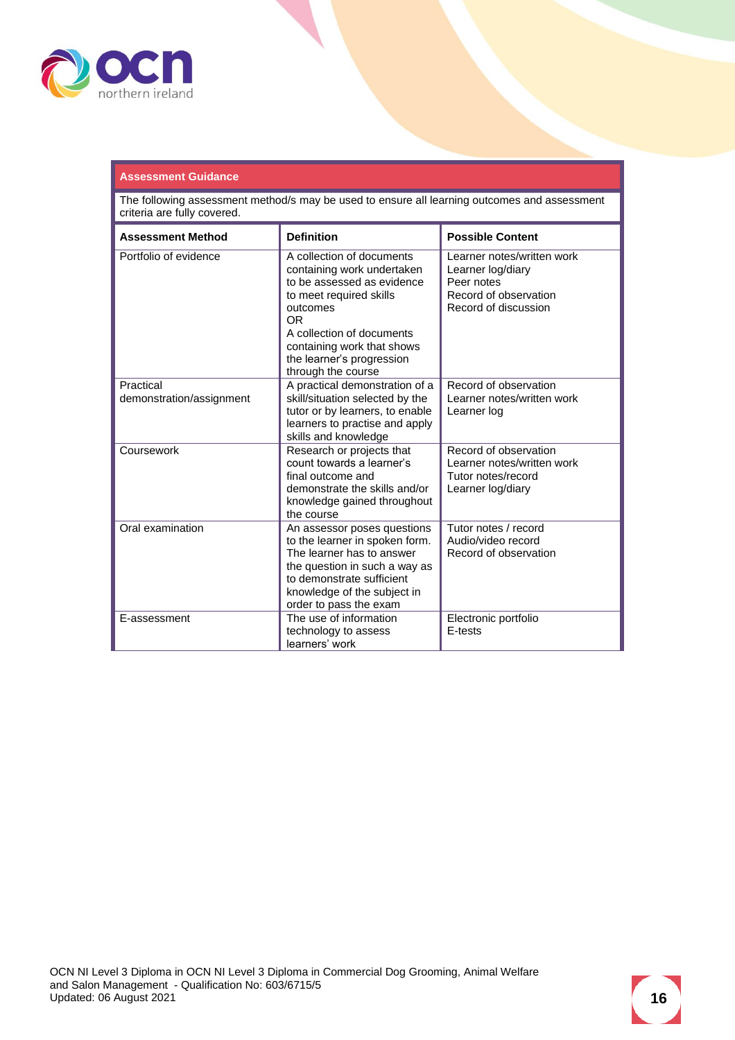**Assessment Guidance**

The following assessment method/s may be used to ensure all learning outcomes and assessment criteria are fully covered.

| Assessment Method | Definition | Possible Content |
|---|---|---|
| Portfolio of evidence | A collection of documents containing work undertaken to be assessed as evidence to meet required skills outcomes<br>OR<br>A collection of documents containing work that shows the learner's progression through the course | Learner notes/written work<br>Learner log/diary<br>Peer notes<br>Record of observation<br>Record of discussion |
| Practical demonstration/assignment | A practical demonstration of a skill/situation selected by the tutor or by learners, to enable learners to practise and apply skills and knowledge | Record of observation<br>Learner notes/written work<br>Learner log |
| Coursework | Research or projects that count towards a learner's final outcome and demonstrate the skills and/or knowledge gained throughout the course | Record of observation<br>Learner notes/written work<br>Tutor notes/record<br>Learner log/diary |
| Oral examination | An assessor poses questions to the learner in spoken form. The learner has to answer the question in such a way as to demonstrate sufficient knowledge of the subject in order to pass the exam | Tutor notes / record<br>Audio/video record<br>Record of observation |
| E-assessment | The use of information technology to assess learners' work | Electronic portfolio<br>E-tests |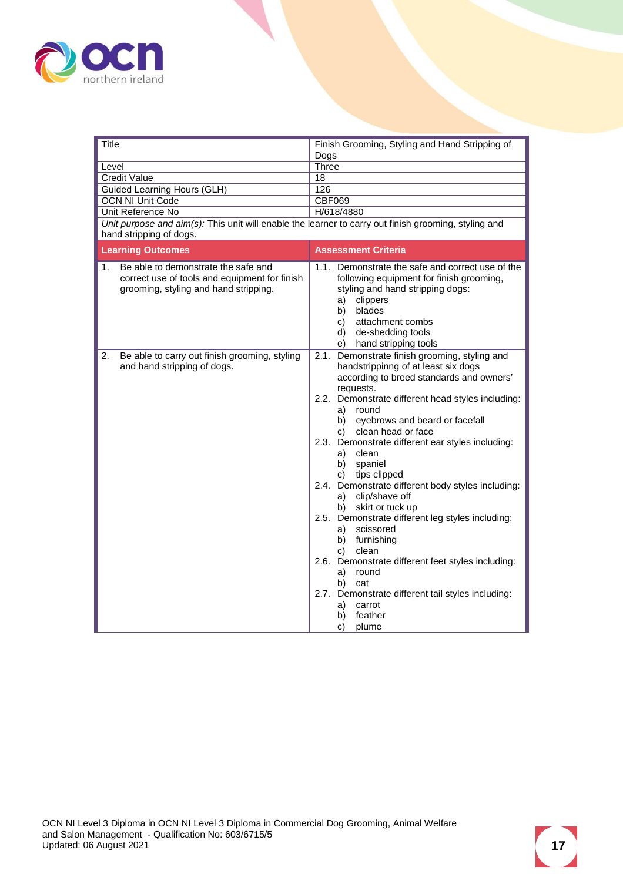| Title | Finish Grooming, Styling and Hand Stripping of Dogs |
|---|---|
| Level | Three |
| Credit Value | 18 |
| Guided Learning Hours (GLH) | 126 |
| OCN NI Unit Code | CBF069 |
| Unit Reference No | H/618/4880 |
| *Unit purpose and aim(s):* This unit will enable the learner to carry out finish grooming, styling and hand stripping of dogs. | |

| Learning Outcomes | Assessment Criteria |
|---|---|
| 1. Be able to demonstrate the safe and correct use of tools and equipment for finish grooming, styling and hand stripping. | 1.1. Demonstrate the safe and correct use of the following equipment for finish grooming, styling and hand stripping dogs:<br>a) clippers<br>b) blades<br>c) attachment combs<br>d) de-shedding tools<br>e) hand stripping tools |
| 2. Be able to carry out finish grooming, styling and hand stripping of dogs. | 2.1. Demonstrate finish grooming, styling and handstrippinng of at least six dogs according to breed standards and owners' requests.<br>2.2. Demonstrate different head styles including:<br>a) round<br>b) eyebrows and beard or facefall<br>c) clean head or face<br>2.3. Demonstrate different ear styles including:<br>a) clean<br>b) spaniel<br>c) tips clipped<br>2.4. Demonstrate different body styles including:<br>a) clip/shave off<br>b) skirt or tuck up<br>2.5. Demonstrate different leg styles including:<br>a) scissored<br>b) furnishing<br>c) clean<br>2.6. Demonstrate different feet styles including:<br>a) round<br>b) cat<br>2.7. Demonstrate different tail styles including:<br>a) carrot<br>b) feather<br>c) plume |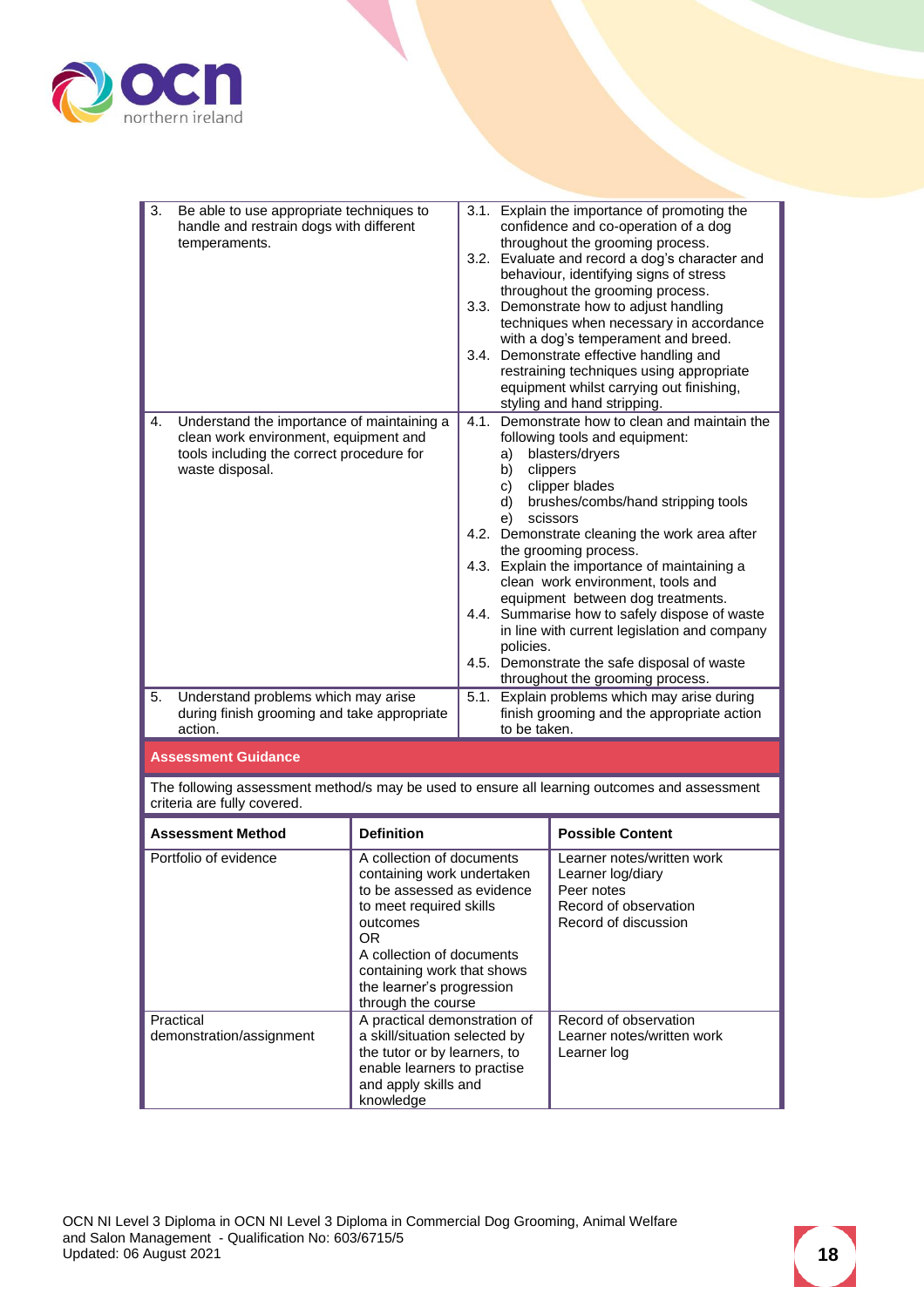| | |
|---|---|
| 3. Be able to use appropriate techniques to handle and restrain dogs with different temperaments. | 3.1. Explain the importance of promoting the confidence and co-operation of a dog throughout the grooming process.<br>3.2. Evaluate and record a dog's character and behaviour, identifying signs of stress throughout the grooming process.<br>3.3. Demonstrate how to adjust handling techniques when necessary in accordance with a dog's temperament and breed.<br>3.4. Demonstrate effective handling and restraining techniques using appropriate equipment whilst carrying out finishing, styling and hand stripping. |
| 4. Understand the importance of maintaining a clean work environment, equipment and tools including the correct procedure for waste disposal. | 4.1. Demonstrate how to clean and maintain the following tools and equipment:<br>a) blasters/dryers<br>b) clippers<br>c) clipper blades<br>d) brushes/combs/hand stripping tools<br>e) scissors<br>4.2. Demonstrate cleaning the work area after the grooming process.<br>4.3. Explain the importance of maintaining a clean work environment, tools and equipment between dog treatments.<br>4.4. Summarise how to safely dispose of waste in line with current legislation and company policies.<br>4.5. Demonstrate the safe disposal of waste throughout the grooming process. |
| 5. Understand problems which may arise during finish grooming and take appropriate action. | 5.1. Explain problems which may arise during finish grooming and the appropriate action to be taken. |

**Assessment Guidance**

The following assessment method/s may be used to ensure all learning outcomes and assessment criteria are fully covered.

| Assessment Method | Definition | Possible Content |
|---|---|---|
| Portfolio of evidence | A collection of documents containing work undertaken to be assessed as evidence to meet required skills outcomes<br>OR<br>A collection of documents containing work that shows the learner's progression through the course | Learner notes/written work<br>Learner log/diary<br>Peer notes<br>Record of observation<br>Record of discussion |
| Practical demonstration/assignment | A practical demonstration of a skill/situation selected by the tutor or by learners, to enable learners to practise and apply skills and knowledge | Record of observation<br>Learner notes/written work<br>Learner log |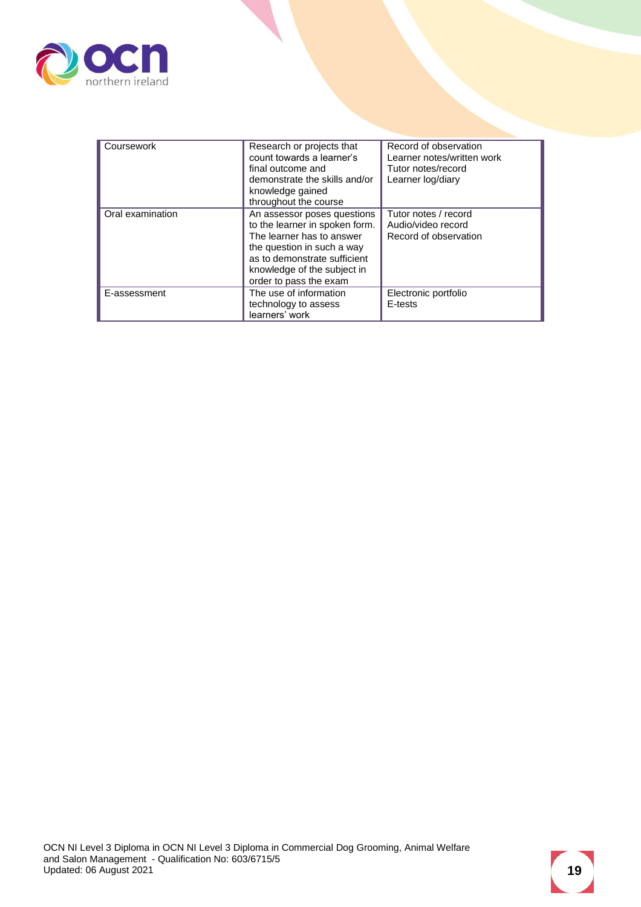| | | |
|---|---|---|
| Coursework | Research or projects that count towards a learner's final outcome and demonstrate the skills and/or knowledge gained throughout the course | Record of observation<br>Learner notes/written work<br>Tutor notes/record<br>Learner log/diary |
| Oral examination | An assessor poses questions to the learner in spoken form. The learner has to answer the question in such a way as to demonstrate sufficient knowledge of the subject in order to pass the exam | Tutor notes / record<br>Audio/video record<br>Record of observation |
| E-assessment | The use of information technology to assess learners' work | Electronic portfolio<br>E-tests |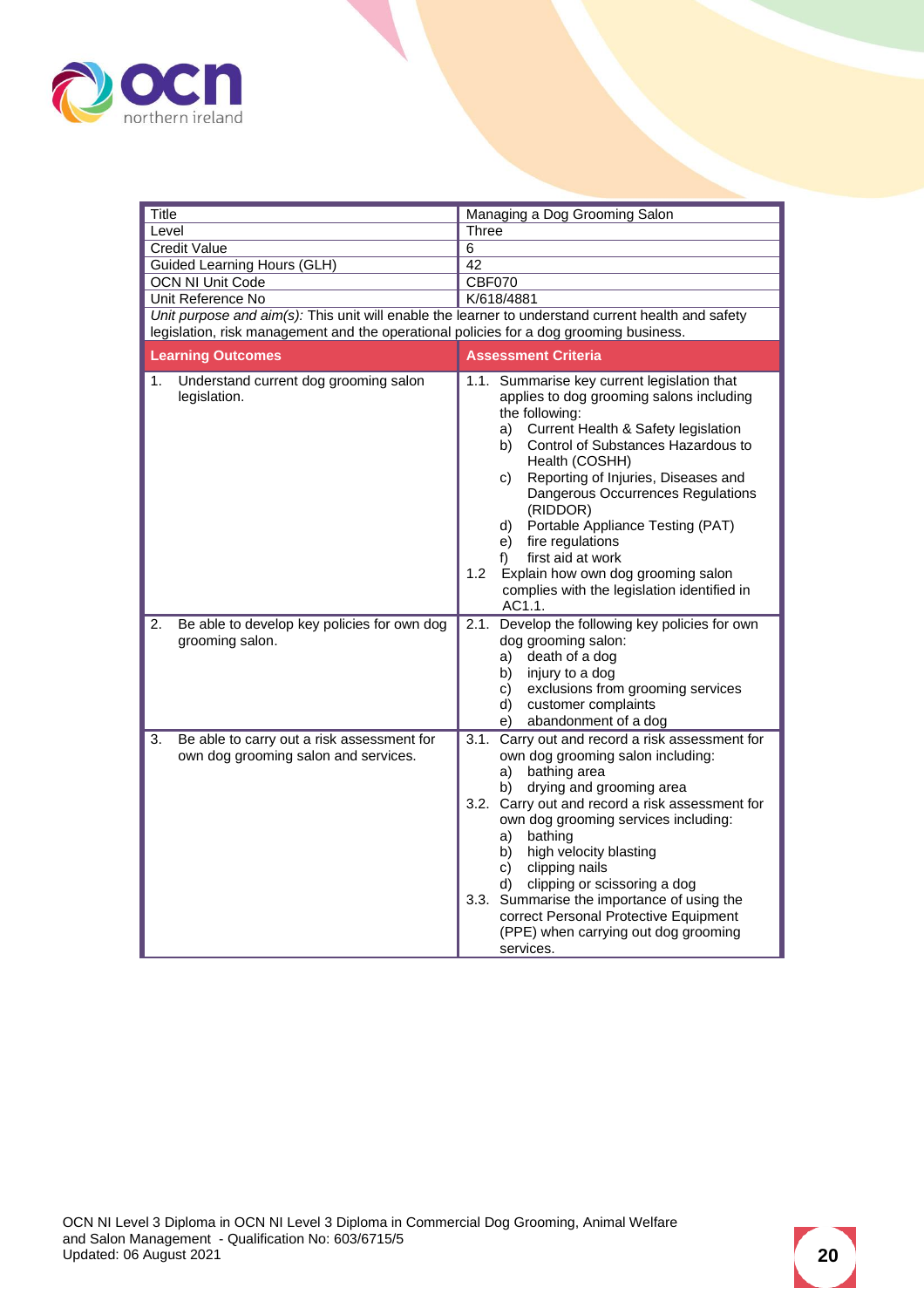| Title | Managing a Dog Grooming Salon |
|---|---|
| Level | Three |
| Credit Value | 6 |
| Guided Learning Hours (GLH) | 42 |
| OCN NI Unit Code | CBF070 |
| Unit Reference No | K/618/4881 |

*Unit purpose and aim(s):* This unit will enable the learner to understand current health and safety legislation, risk management and the operational policies for a dog grooming business.

| Learning Outcomes | Assessment Criteria |
|---|---|
| 1. Understand current dog grooming salon legislation. | 1.1. Summarise key current legislation that applies to dog grooming salons including the following:<br>a) Current Health & Safety legislation<br>b) Control of Substances Hazardous to Health (COSHH)<br>c) Reporting of Injuries, Diseases and Dangerous Occurrences Regulations (RIDDOR)<br>d) Portable Appliance Testing (PAT)<br>e) fire regulations<br>f) first aid at work<br>1.2 Explain how own dog grooming salon complies with the legislation identified in AC1.1. |
| 2. Be able to develop key policies for own dog grooming salon. | 2.1. Develop the following key policies for own dog grooming salon:<br>a) death of a dog<br>b) injury to a dog<br>c) exclusions from grooming services<br>d) customer complaints<br>e) abandonment of a dog |
| 3. Be able to carry out a risk assessment for own dog grooming salon and services. | 3.1. Carry out and record a risk assessment for own dog grooming salon including:<br>a) bathing area<br>b) drying and grooming area<br>3.2. Carry out and record a risk assessment for own dog grooming services including:<br>a) bathing<br>b) high velocity blasting<br>c) clipping nails<br>d) clipping or scissoring a dog<br>3.3. Summarise the importance of using the correct Personal Protective Equipment (PPE) when carrying out dog grooming services. |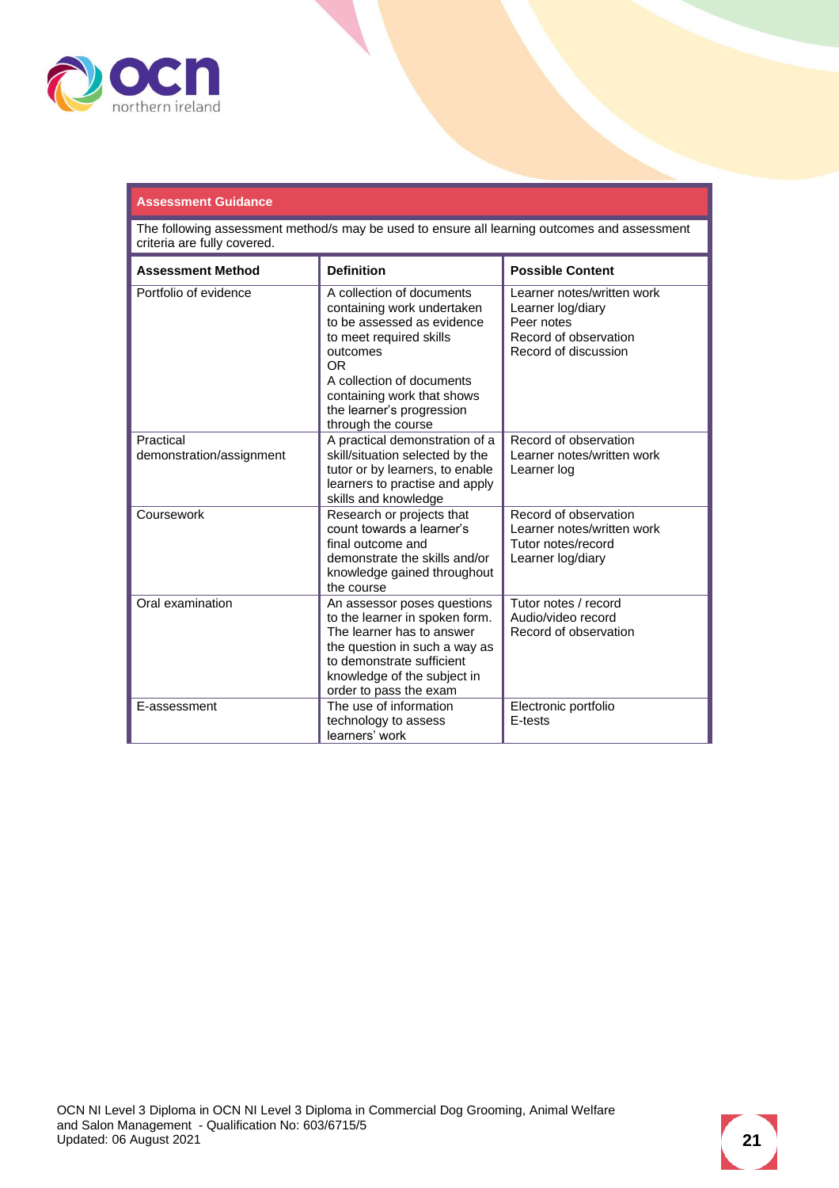## Assessment Guidance

The following assessment method/s may be used to ensure all learning outcomes and assessment criteria are fully covered.

| Assessment Method | Definition | Possible Content |
|---|---|---|
| Portfolio of evidence | A collection of documents containing work undertaken to be assessed as evidence to meet required skills outcomes<br>OR<br>A collection of documents containing work that shows the learner's progression through the course | Learner notes/written work<br>Learner log/diary<br>Peer notes<br>Record of observation<br>Record of discussion |
| Practical demonstration/assignment | A practical demonstration of a skill/situation selected by the tutor or by learners, to enable learners to practise and apply skills and knowledge | Record of observation<br>Learner notes/written work<br>Learner log |
| Coursework | Research or projects that count towards a learner's final outcome and demonstrate the skills and/or knowledge gained throughout the course | Record of observation<br>Learner notes/written work<br>Tutor notes/record<br>Learner log/diary |
| Oral examination | An assessor poses questions to the learner in spoken form. The learner has to answer the question in such a way as to demonstrate sufficient knowledge of the subject in order to pass the exam | Tutor notes / record<br>Audio/video record<br>Record of observation |
| E-assessment | The use of information technology to assess learners' work | Electronic portfolio<br>E-tests |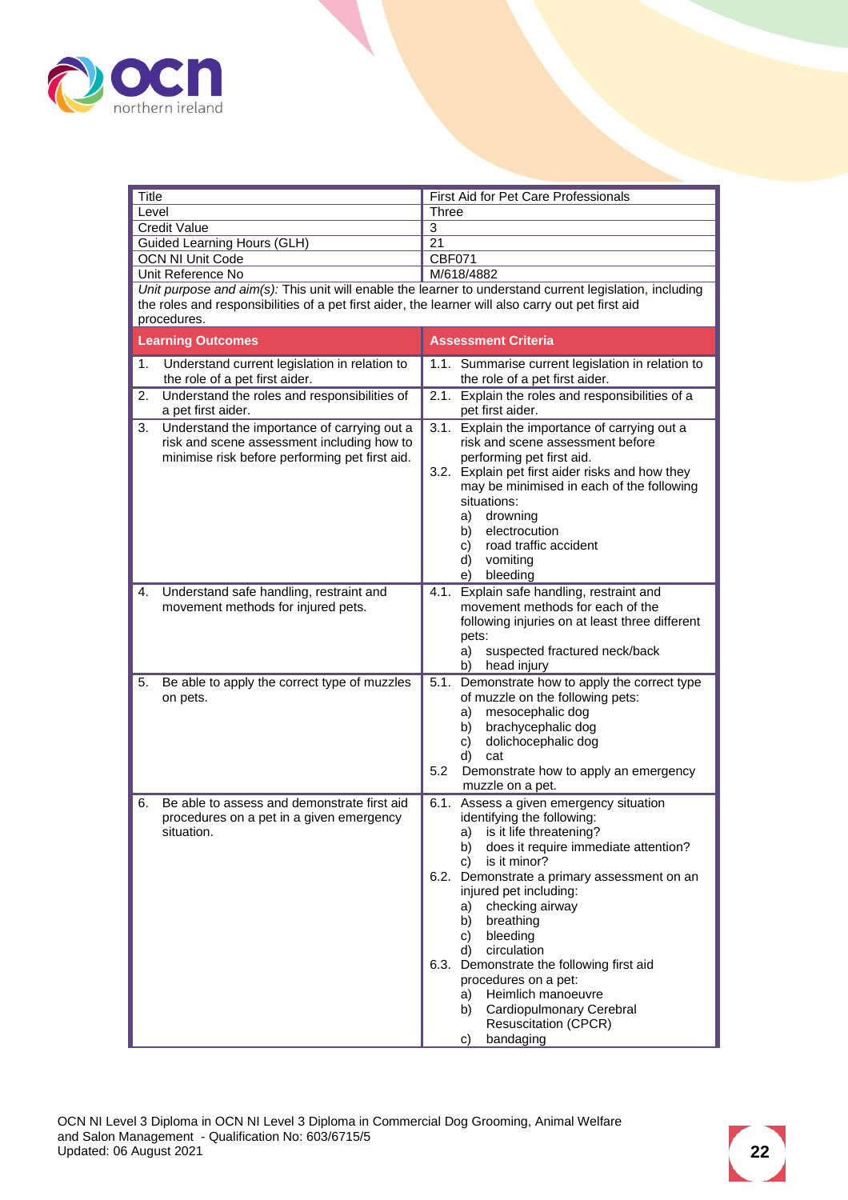| | |
|---|---|
| Title | First Aid for Pet Care Professionals |
| Level | Three |
| Credit Value | 3 |
| Guided Learning Hours (GLH) | 21 |
| OCN NI Unit Code | CBF071 |
| Unit Reference No | M/618/4882 |

*Unit purpose and aim(s):* This unit will enable the learner to understand current legislation, including the roles and responsibilities of a pet first aider, the learner will also carry out pet first aid procedures.

| Learning Outcomes | Assessment Criteria |
|---|---|
| 1. Understand current legislation in relation to the role of a pet first aider. | 1.1. Summarise current legislation in relation to the role of a pet first aider. |
| 2. Understand the roles and responsibilities of a pet first aider. | 2.1. Explain the roles and responsibilities of a pet first aider. |
| 3. Understand the importance of carrying out a risk and scene assessment including how to minimise risk before performing pet first aid. | 3.1. Explain the importance of carrying out a risk and scene assessment before performing pet first aid.<br>3.2. Explain pet first aider risks and how they may be minimised in each of the following situations:<br>a) drowning<br>b) electrocution<br>c) road traffic accident<br>d) vomiting<br>e) bleeding |
| 4. Understand safe handling, restraint and movement methods for injured pets. | 4.1. Explain safe handling, restraint and movement methods for each of the following injuries on at least three different pets:<br>a) suspected fractured neck/back<br>b) head injury |
| 5. Be able to apply the correct type of muzzles on pets. | 5.1. Demonstrate how to apply the correct type of muzzle on the following pets:<br>a) mesocephalic dog<br>b) brachycephalic dog<br>c) dolichocephalic dog<br>d) cat<br>5.2 Demonstrate how to apply an emergency muzzle on a pet. |
| 6. Be able to assess and demonstrate first aid procedures on a pet in a given emergency situation. | 6.1. Assess a given emergency situation identifying the following:<br>a) is it life threatening?<br>b) does it require immediate attention?<br>c) is it minor?<br>6.2. Demonstrate a primary assessment on an injured pet including:<br>a) checking airway<br>b) breathing<br>c) bleeding<br>d) circulation<br>6.3. Demonstrate the following first aid procedures on a pet:<br>a) Heimlich manoeuvre<br>b) Cardiopulmonary Cerebral Resuscitation (CPCR)<br>c) bandaging |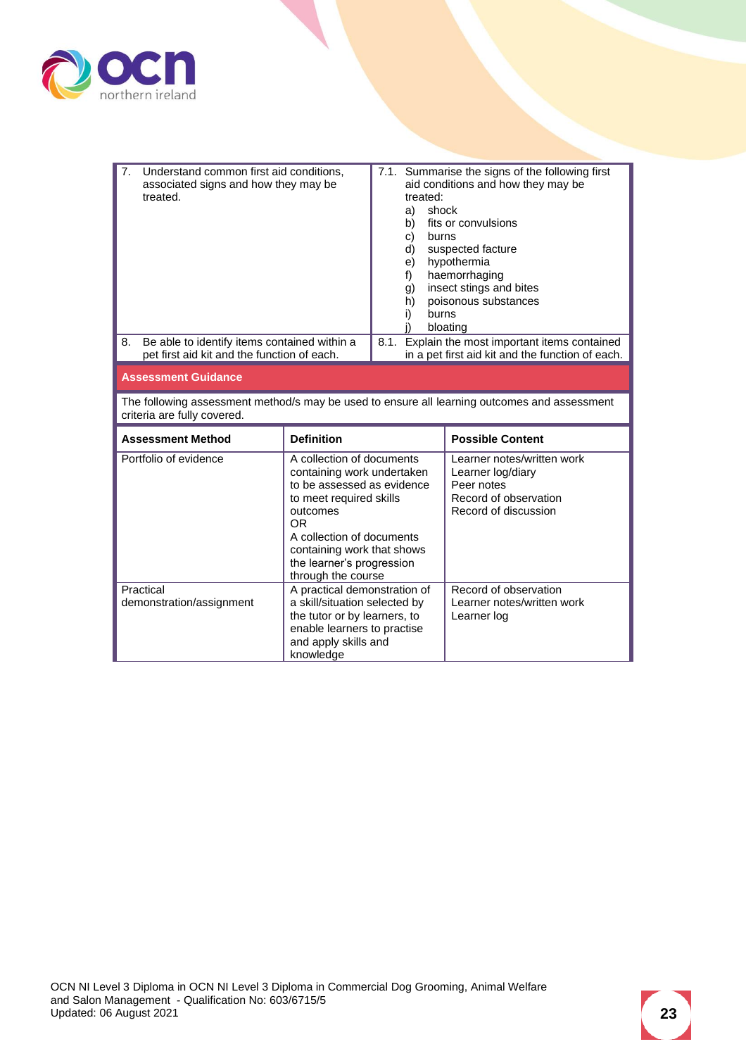| Learning Outcomes | Assessment Criteria |
|---|---|
| 7. Understand common first aid conditions, associated signs and how they may be treated. | 7.1. Summarise the signs of the following first aid conditions and how they may be treated:<br>a) shock<br>b) fits or convulsions<br>c) burns<br>d) suspected facture<br>e) hypothermia<br>f) haemorrhaging<br>g) insect stings and bites<br>h) poisonous substances<br>i) burns<br>j) bloating |
| 8. Be able to identify items contained within a pet first aid kit and the function of each. | 8.1. Explain the most important items contained in a pet first aid kit and the function of each. |

## Assessment Guidance

The following assessment method/s may be used to ensure all learning outcomes and assessment criteria are fully covered.

| Assessment Method | Definition | Possible Content |
|---|---|---|
| Portfolio of evidence | A collection of documents containing work undertaken to be assessed as evidence to meet required skills outcomes<br>OR<br>A collection of documents containing work that shows the learner's progression through the course | Learner notes/written work<br>Learner log/diary<br>Peer notes<br>Record of observation<br>Record of discussion |
| Practical demonstration/assignment | A practical demonstration of a skill/situation selected by the tutor or by learners, to enable learners to practise and apply skills and knowledge | Record of observation<br>Learner notes/written work<br>Learner log |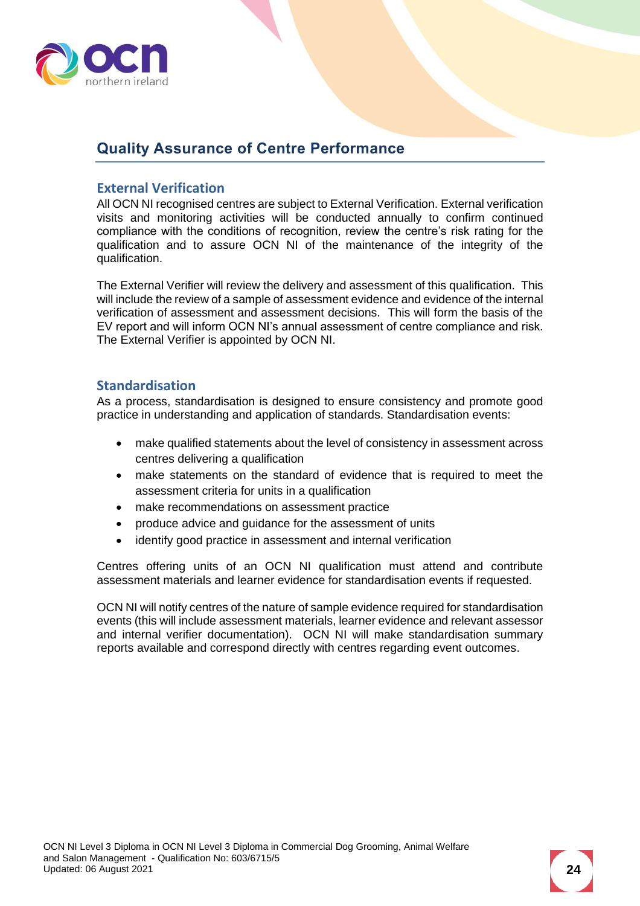## Quality Assurance of Centre Performance

### External Verification

All OCN NI recognised centres are subject to External Verification. External verification visits and monitoring activities will be conducted annually to confirm continued compliance with the conditions of recognition, review the centre's risk rating for the qualification and to assure OCN NI of the maintenance of the integrity of the qualification.

The External Verifier will review the delivery and assessment of this qualification. This will include the review of a sample of assessment evidence and evidence of the internal verification of assessment and assessment decisions. This will form the basis of the EV report and will inform OCN NI's annual assessment of centre compliance and risk. The External Verifier is appointed by OCN NI.

### Standardisation

As a process, standardisation is designed to ensure consistency and promote good practice in understanding and application of standards. Standardisation events:

- make qualified statements about the level of consistency in assessment across centres delivering a qualification
- make statements on the standard of evidence that is required to meet the assessment criteria for units in a qualification
- make recommendations on assessment practice
- produce advice and guidance for the assessment of units
- identify good practice in assessment and internal verification

Centres offering units of an OCN NI qualification must attend and contribute assessment materials and learner evidence for standardisation events if requested.

OCN NI will notify centres of the nature of sample evidence required for standardisation events (this will include assessment materials, learner evidence and relevant assessor and internal verifier documentation). OCN NI will make standardisation summary reports available and correspond directly with centres regarding event outcomes.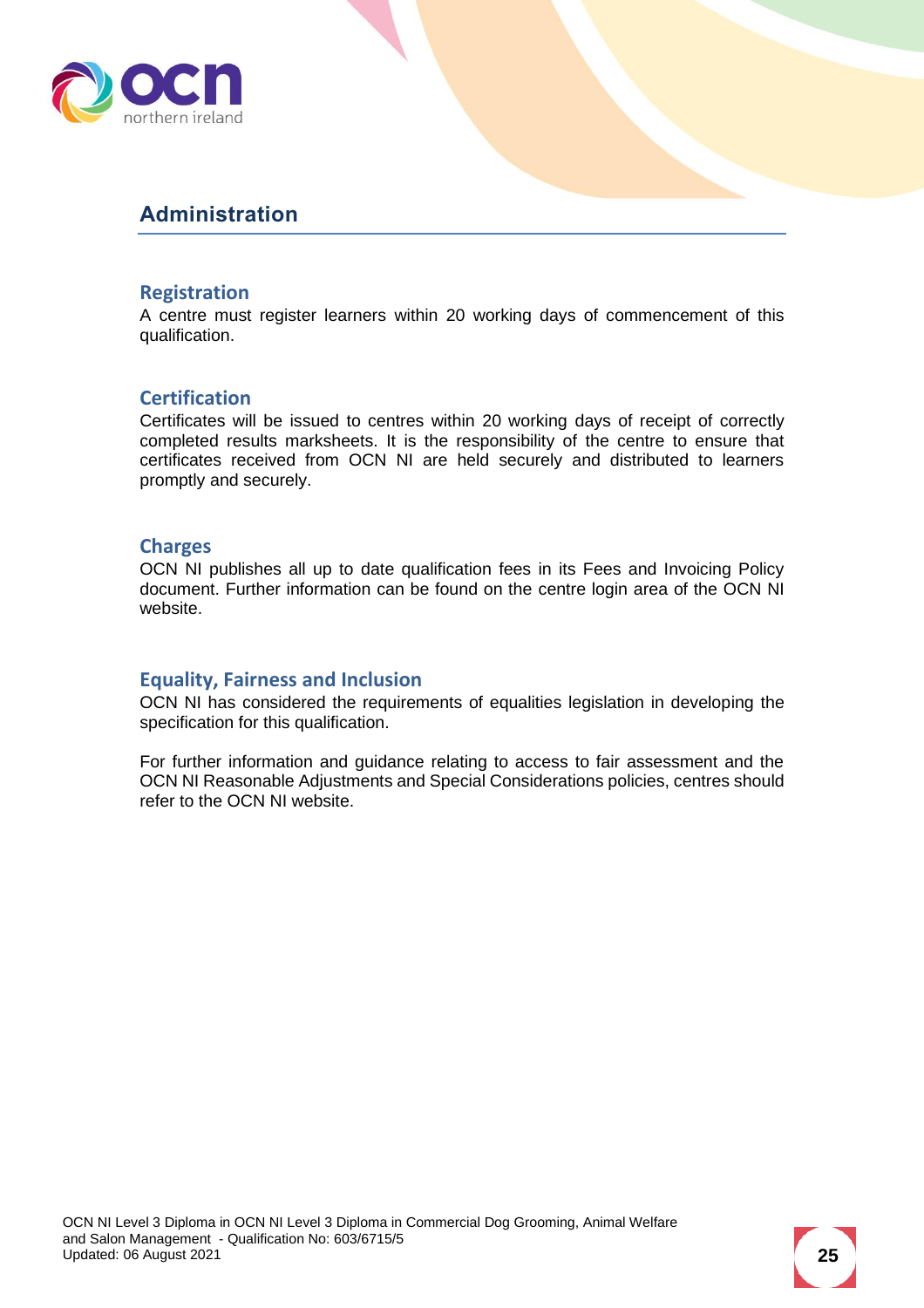## Administration

### Registration

A centre must register learners within 20 working days of commencement of this qualification.

### Certification

Certificates will be issued to centres within 20 working days of receipt of correctly completed results marksheets. It is the responsibility of the centre to ensure that certificates received from OCN NI are held securely and distributed to learners promptly and securely.

### Charges

OCN NI publishes all up to date qualification fees in its Fees and Invoicing Policy document. Further information can be found on the centre login area of the OCN NI website.

### Equality, Fairness and Inclusion

OCN NI has considered the requirements of equalities legislation in developing the specification for this qualification.

For further information and guidance relating to access to fair assessment and the OCN NI Reasonable Adjustments and Special Considerations policies, centres should refer to the OCN NI website.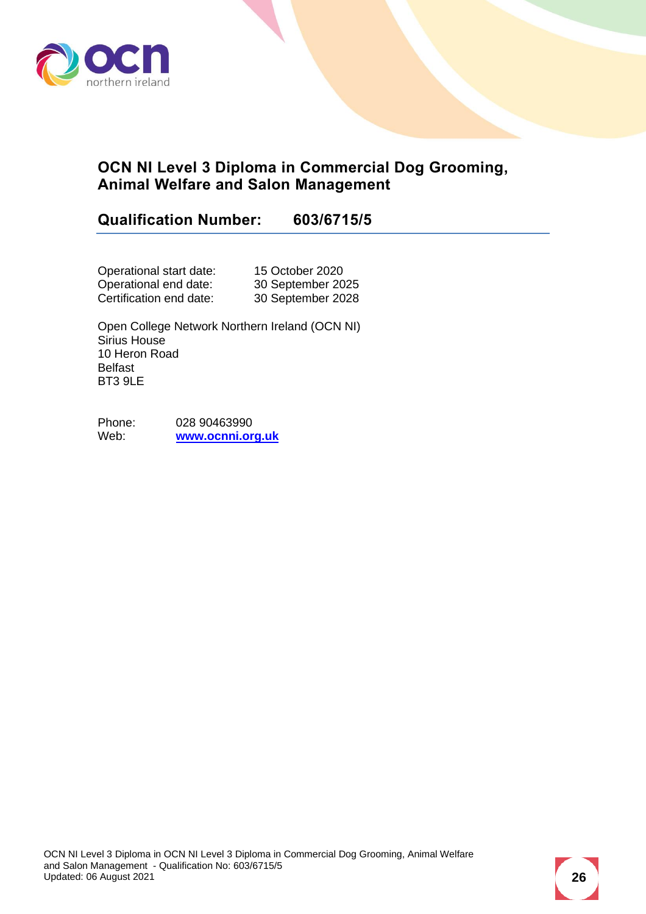## OCN NI Level 3 Diploma in Commercial Dog Grooming, Animal Welfare and Salon Management

### Qualification Number: 603/6715/5

| | |
|---|---|
| Operational start date: | 15 October 2020 |
| Operational end date: | 30 September 2025 |
| Certification end date: | 30 September 2028 |

Open College Network Northern Ireland (OCN NI)
Sirius House
10 Heron Road
Belfast
BT3 9LE

Phone: 028 90463990
Web: **www.ocnni.org.uk**